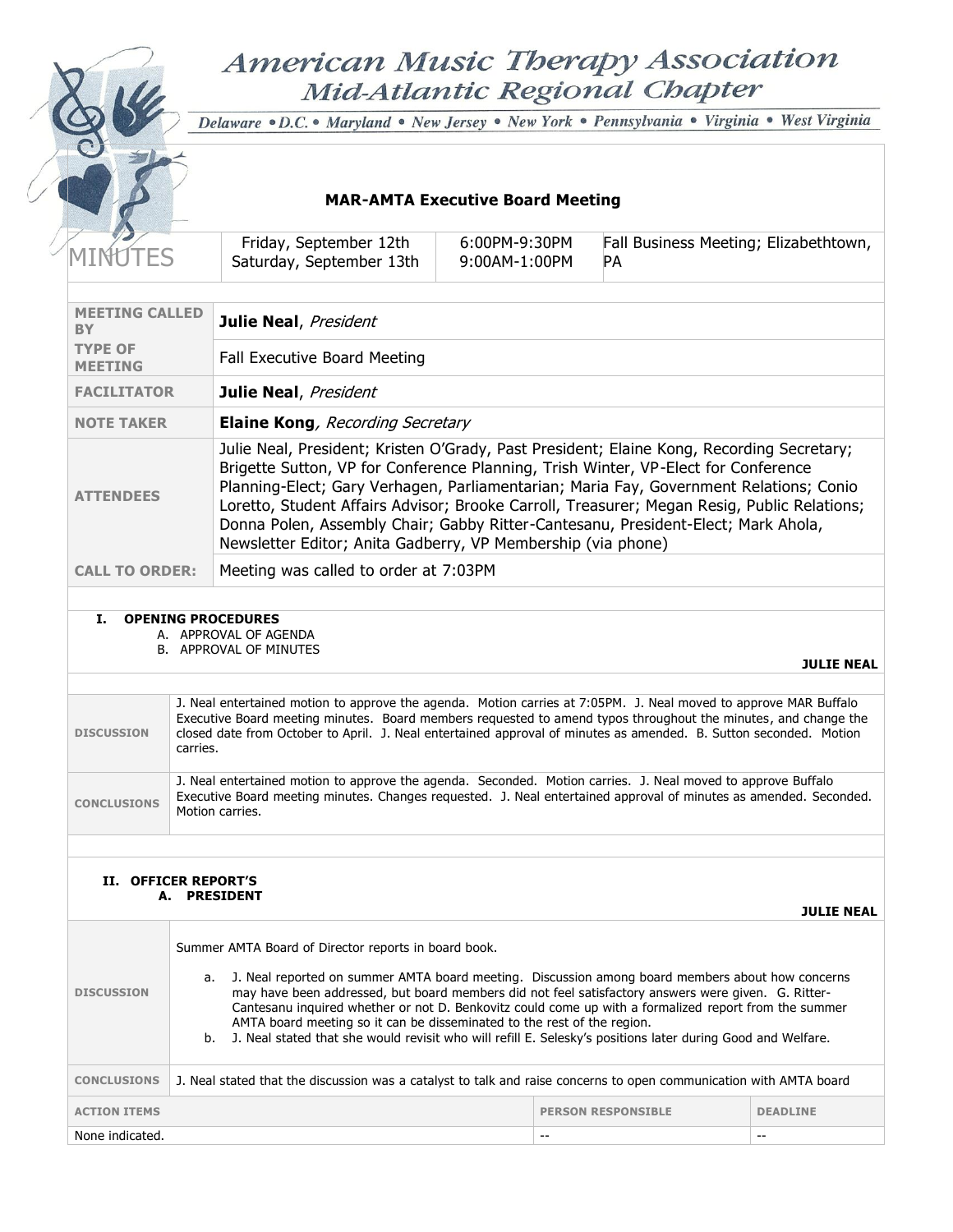# American Music Therapy Association
## Mid-Atlantic Regional Chapter

*Delaware • D.C. • Maryland • New Jersey • New York • Pennsylvania • Virginia • West Virginia*

### MAR-AMTA Executive Board Meeting

| MINUTES | Friday, September 12th<br>Saturday, September 13th | 6:00PM-9:30PM<br>9:00AM-1:00PM | Fall Business Meeting; Elizabethtown, PA |
|---|---|---|---|

| | |
|---|---|
| **MEETING CALLED BY** | **Julie Neal**, *President* |
| **TYPE OF MEETING** | Fall Executive Board Meeting |
| **FACILITATOR** | **Julie Neal**, *President* |
| **NOTE TAKER** | **Elaine Kong**, *Recording Secretary* |
| **ATTENDEES** | Julie Neal, President; Kristen O'Grady, Past President; Elaine Kong, Recording Secretary; Brigette Sutton, VP for Conference Planning, Trish Winter, VP-Elect for Conference Planning-Elect; Gary Verhagen, Parliamentarian; Maria Fay, Government Relations; Conio Loretto, Student Affairs Advisor; Brooke Carroll, Treasurer; Megan Resig, Public Relations; Donna Polen, Assembly Chair; Gabby Ritter-Cantesanu, President-Elect; Mark Ahola, Newsletter Editor; Anita Gadberry, VP Membership (via phone) |
| **CALL TO ORDER:** | Meeting was called to order at 7:03PM |

## I. OPENING PROCEDURES

A. APPROVAL OF AGENDA
B. APPROVAL OF MINUTES

**JULIE NEAL**

| | |
|---|---|
| **DISCUSSION** | J. Neal entertained motion to approve the agenda. Motion carries at 7:05PM. J. Neal moved to approve MAR Buffalo Executive Board meeting minutes. Board members requested to amend typos throughout the minutes, and change the closed date from October to April. J. Neal entertained approval of minutes as amended. B. Sutton seconded. Motion carries. |
| **CONCLUSIONS** | J. Neal entertained motion to approve the agenda. Seconded. Motion carries. J. Neal moved to approve Buffalo Executive Board meeting minutes. Changes requested. J. Neal entertained approval of minutes as amended. Seconded. Motion carries. |

## II. OFFICER REPORT'S

### A. PRESIDENT

**JULIE NEAL**

| | |
|---|---|
| **DISCUSSION** | Summer AMTA Board of Director reports in board book.<br><br>a. J. Neal reported on summer AMTA board meeting. Discussion among board members about how concerns may have been addressed, but board members did not feel satisfactory answers were given. G. Ritter-Cantesanu inquired whether or not D. Benkovitz could come up with a formalized report from the summer AMTA board meeting so it can be disseminated to the rest of the region.<br>b. J. Neal stated that she would revisit who will refill E. Selesky's positions later during Good and Welfare. |
| **CONCLUSIONS** | J. Neal stated that the discussion was a catalyst to talk and raise concerns to open communication with AMTA board |

| ACTION ITEMS | PERSON RESPONSIBLE | DEADLINE |
|---|---|---|
| None indicated. | -- | -- |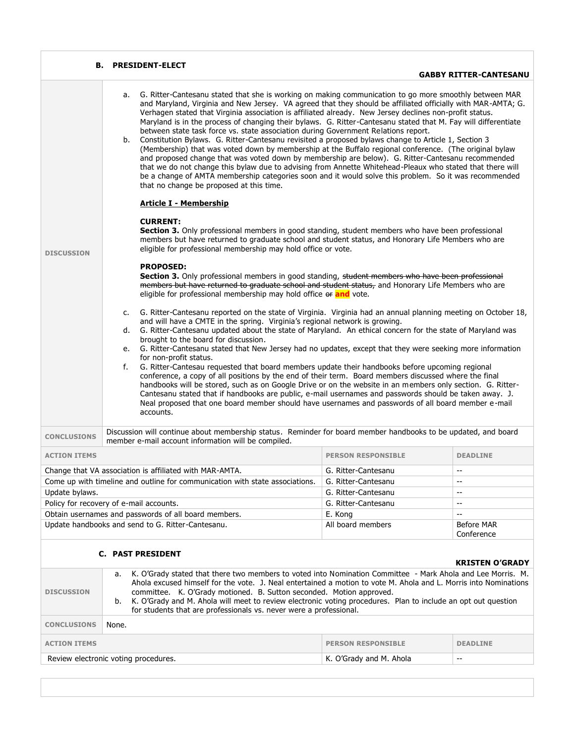### B. PRESIDENT-ELECT

**GABBY RITTER-CANTESANU**

**DISCUSSION**

a. G. Ritter-Cantesanu stated that she is working on making communication to go more smoothly between MAR and Maryland, Virginia and New Jersey. VA agreed that they should be affiliated officially with MAR-AMTA; G. Verhagen stated that Virginia association is affiliated already. New Jersey declines non-profit status. Maryland is in the process of changing their bylaws. G. Ritter-Cantesanu stated that M. Fay will differentiate between state task force vs. state association during Government Relations report.

b. Constitution Bylaws. G. Ritter-Cantesanu revisited a proposed bylaws change to Article 1, Section 3 (Membership) that was voted down by membership at the Buffalo regional conference. (The original bylaw and proposed change that was voted down by membership are below). G. Ritter-Cantesanu recommended that we do not change this bylaw due to advising from Annette Whitehead-Pleaux who stated that there will be a change of AMTA membership categories soon and it would solve this problem. So it was recommended that no change be proposed at this time.

**Article I - Membership**

**CURRENT:**
**Section 3.** Only professional members in good standing, student members who have been professional members but have returned to graduate school and student status, and Honorary Life Members who are eligible for professional membership may hold office or vote.

**PROPOSED:**
**Section 3.** Only professional members in good standing, ~~student members who have been professional members but have returned to graduate school and student status,~~ and Honorary Life Members who are eligible for professional membership may hold office ~~or~~ **and** vote.

c. G. Ritter-Cantesanu reported on the state of Virginia. Virginia had an annual planning meeting on October 18, and will have a CMTE in the spring. Virginia's regional network is growing.

d. G. Ritter-Cantesanu updated about the state of Maryland. An ethical concern for the state of Maryland was brought to the board for discussion.

e. G. Ritter-Cantesanu stated that New Jersey had no updates, except that they were seeking more information for non-profit status.

f. G. Ritter-Cantesau requested that board members update their handbooks before upcoming regional conference, a copy of all positions by the end of their term. Board members discussed where the final handbooks will be stored, such as on Google Drive or on the website in an members only section. G. Ritter-Cantesanu stated that if handbooks are public, e-mail usernames and passwords should be taken away. J. Neal proposed that one board member should have usernames and passwords of all board member e-mail accounts.

**CONCLUSIONS**

Discussion will continue about membership status. Reminder for board member handbooks to be updated, and board member e-mail account information will be compiled.

| ACTION ITEMS | PERSON RESPONSIBLE | DEADLINE |
|---|---|---|
| Change that VA association is affiliated with MAR-AMTA. | G. Ritter-Cantesanu | -- |
| Come up with timeline and outline for communication with state associations. | G. Ritter-Cantesanu | -- |
| Update bylaws. | G. Ritter-Cantesanu | -- |
| Policy for recovery of e-mail accounts. | G. Ritter-Cantesanu | -- |
| Obtain usernames and passwords of all board members. | E. Kong | -- |
| Update handbooks and send to G. Ritter-Cantesanu. | All board members | Before MAR Conference |

### C. PAST PRESIDENT

**KRISTEN O'GRADY**

**DISCUSSION**

a. K. O'Grady stated that there two members to voted into Nomination Committee - Mark Ahola and Lee Morris. M. Ahola excused himself for the vote. J. Neal entertained a motion to vote M. Ahola and L. Morris into Nominations committee. K. O'Grady motioned. B. Sutton seconded. Motion approved.

b. K. O'Grady and M. Ahola will meet to review electronic voting procedures. Plan to include an opt out question for students that are professionals vs. never were a professional.

**CONCLUSIONS**

None.

| ACTION ITEMS | PERSON RESPONSIBLE | DEADLINE |
|---|---|---|
| Review electronic voting procedures. | K. O'Grady and M. Ahola | -- |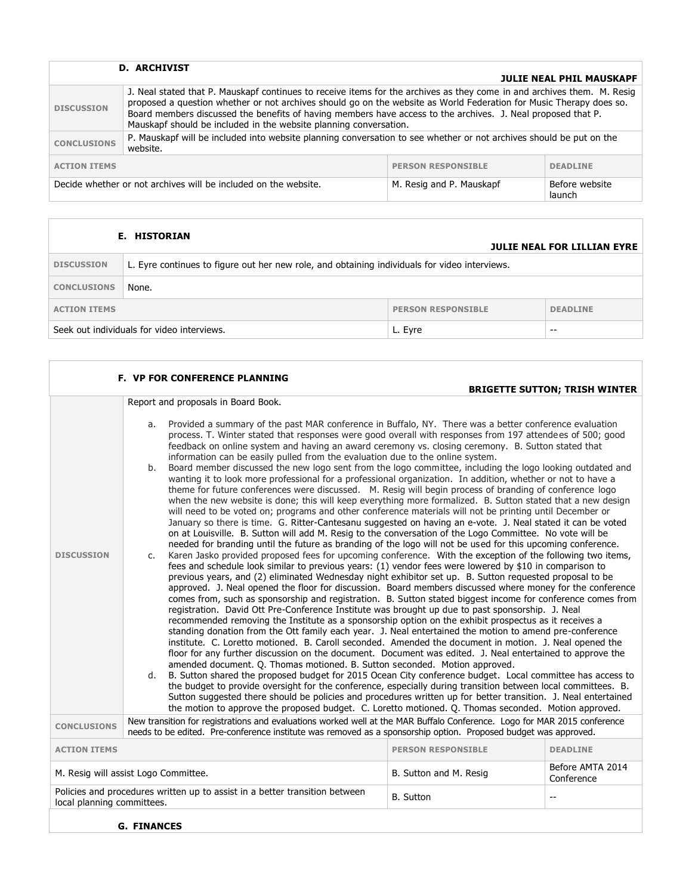## D. ARCHIVIST

**JULIE NEAL PHIL MAUSKAPF**

| | | | |
|---|---|---|---|
| **DISCUSSION** | J. Neal stated that P. Mauskapf continues to receive items for the archives as they come in and archives them. M. Resig proposed a question whether or not archives should go on the website as World Federation for Music Therapy does so. Board members discussed the benefits of having members have access to the archives. J. Neal proposed that P. Mauskapf should be included in the website planning conversation. | | |
| **CONCLUSIONS** | P. Mauskapf will be included into website planning conversation to see whether or not archives should be put on the website. | | |

| ACTION ITEMS | PERSON RESPONSIBLE | DEADLINE |
|---|---|---|
| Decide whether or not archives will be included on the website. | M. Resig and P. Mauskapf | Before website launch |

## E. HISTORIAN

**JULIE NEAL FOR LILLIAN EYRE**

| | |
|---|---|
| **DISCUSSION** | L. Eyre continues to figure out her new role, and obtaining individuals for video interviews. |
| **CONCLUSIONS** | None. |

| ACTION ITEMS | PERSON RESPONSIBLE | DEADLINE |
|---|---|---|
| Seek out individuals for video interviews. | L. Eyre | -- |

## F. VP FOR CONFERENCE PLANNING

**BRIGETTE SUTTON; TRISH WINTER**

**DISCUSSION**

Report and proposals in Board Book.

a. Provided a summary of the past MAR conference in Buffalo, NY. There was a better conference evaluation process. T. Winter stated that responses were good overall with responses from 197 attendees of 500; good feedback on online system and having an award ceremony vs. closing ceremony. B. Sutton stated that information can be easily pulled from the evaluation due to the online system.

b. Board member discussed the new logo sent from the logo committee, including the logo looking outdated and wanting it to look more professional for a professional organization. In addition, whether or not to have a theme for future conferences were discussed. M. Resig will begin process of branding of conference logo when the new website is done; this will keep everything more formalized. B. Sutton stated that a new design will need to be voted on; programs and other conference materials will not be printing until December or January so there is time. G. Ritter-Cantesanu suggested on having an e-vote. J. Neal stated it can be voted on at Louisville. B. Sutton will add M. Resig to the conversation of the Logo Committee. No vote will be needed for branding until the future as branding of the logo will not be used for this upcoming conference.

c. Karen Jasko provided proposed fees for upcoming conference. With the exception of the following two items, fees and schedule look similar to previous years: (1) vendor fees were lowered by $10 in comparison to previous years, and (2) eliminated Wednesday night exhibitor set up. B. Sutton requested proposal to be approved. J. Neal opened the floor for discussion. Board members discussed where money for the conference comes from, such as sponsorship and registration. B. Sutton stated biggest income for conference comes from registration. David Ott Pre-Conference Institute was brought up due to past sponsorship. J. Neal recommended removing the Institute as a sponsorship option on the exhibit prospectus as it receives a standing donation from the Ott family each year. J. Neal entertained the motion to amend pre-conference institute. C. Loretto motioned. B. Caroll seconded. Amended the document in motion. J. Neal opened the floor for any further discussion on the document. Document was edited. J. Neal entertained to approve the amended document. Q. Thomas motioned. B. Sutton seconded. Motion approved.

d. B. Sutton shared the proposed budget for 2015 Ocean City conference budget. Local committee has access to the budget to provide oversight for the conference, especially during transition between local committees. B. Sutton suggested there should be policies and procedures written up for better transition. J. Neal entertained the motion to approve the proposed budget. C. Loretto motioned. Q. Thomas seconded. Motion approved.

**CONCLUSIONS**

New transition for registrations and evaluations worked well at the MAR Buffalo Conference. Logo for MAR 2015 conference needs to be edited. Pre-conference institute was removed as a sponsorship option. Proposed budget was approved.

| ACTION ITEMS | PERSON RESPONSIBLE | DEADLINE |
|---|---|---|
| M. Resig will assist Logo Committee. | B. Sutton and M. Resig | Before AMTA 2014 Conference |
| Policies and procedures written up to assist in a better transition between local planning committees. | B. Sutton | -- |

## G. FINANCES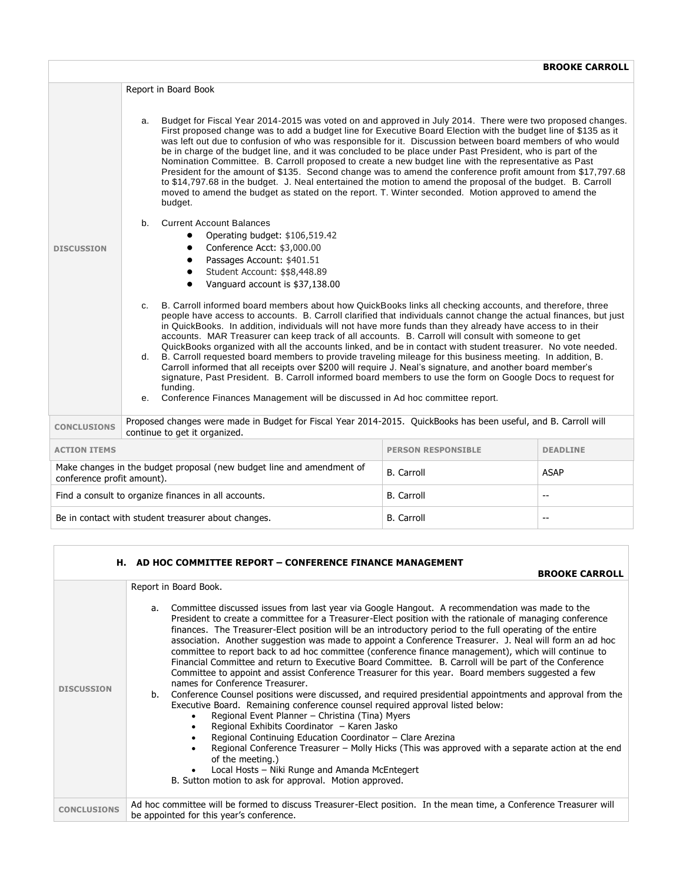**BROOKE CARROLL**

**DISCUSSION**

Report in Board Book

a. Budget for Fiscal Year 2014-2015 was voted on and approved in July 2014. There were two proposed changes. First proposed change was to add a budget line for Executive Board Election with the budget line of $135 as it was left out due to confusion of who was responsible for it. Discussion between board members of who would be in charge of the budget line, and it was concluded to be place under Past President, who is part of the Nomination Committee. B. Carroll proposed to create a new budget line with the representative as Past President for the amount of $135. Second change was to amend the conference profit amount from $17,797.68 to $14,797.68 in the budget. J. Neal entertained the motion to amend the proposal of the budget. B. Carroll moved to amend the budget as stated on the report. T. Winter seconded. Motion approved to amend the budget.

b. Current Account Balances
   - Operating budget: $106,519.42
   - Conference Acct: $3,000.00
   - Passages Account: $401.51
   - Student Account: $$8,448.89
   - Vanguard account is $37,138.00

c. B. Carroll informed board members about how QuickBooks links all checking accounts, and therefore, three people have access to accounts. B. Carroll clarified that individuals cannot change the actual finances, but just in QuickBooks. In addition, individuals will not have more funds than they already have access to in their accounts. MAR Treasurer can keep track of all accounts. B. Carroll will consult with someone to get QuickBooks organized with all the accounts linked, and be in contact with student treasurer. No vote needed.

d. B. Carroll requested board members to provide traveling mileage for this business meeting. In addition, B. Carroll informed that all receipts over $200 will require J. Neal's signature, and another board member's signature, Past President. B. Carroll informed board members to use the form on Google Docs to request for funding.

e. Conference Finances Management will be discussed in Ad hoc committee report.

**CONCLUSIONS**

Proposed changes were made in Budget for Fiscal Year 2014-2015. QuickBooks has been useful, and B. Carroll will continue to get it organized.

| ACTION ITEMS | PERSON RESPONSIBLE | DEADLINE |
|---|---|---|
| Make changes in the budget proposal (new budget line and amendment of conference profit amount). | B. Carroll | ASAP |
| Find a consult to organize finances in all accounts. | B. Carroll | -- |
| Be in contact with student treasurer about changes. | B. Carroll | -- |

## H. AD HOC COMMITTEE REPORT – CONFERENCE FINANCE MANAGEMENT

**BROOKE CARROLL**

**DISCUSSION**

Report in Board Book.

a. Committee discussed issues from last year via Google Hangout. A recommendation was made to the President to create a committee for a Treasurer-Elect position with the rationale of managing conference finances. The Treasurer-Elect position will be an introductory period to the full operating of the entire association. Another suggestion was made to appoint a Conference Treasurer. J. Neal will form an ad hoc committee to report back to ad hoc committee (conference finance management), which will continue to Financial Committee and return to Executive Board Committee. B. Carroll will be part of the Conference Committee to appoint and assist Conference Treasurer for this year. Board members suggested a few names for Conference Treasurer.

b. Conference Counsel positions were discussed, and required presidential appointments and approval from the Executive Board. Remaining conference counsel required approval listed below:
   - Regional Event Planner – Christina (Tina) Myers
   - Regional Exhibits Coordinator – Karen Jasko
   - Regional Continuing Education Coordinator – Clare Arezina
   - Regional Conference Treasurer – Molly Hicks (This was approved with a separate action at the end of the meeting.)
   - Local Hosts – Niki Runge and Amanda McEntegert

   B. Sutton motion to ask for approval. Motion approved.

**CONCLUSIONS**

Ad hoc committee will be formed to discuss Treasurer-Elect position. In the mean time, a Conference Treasurer will be appointed for this year's conference.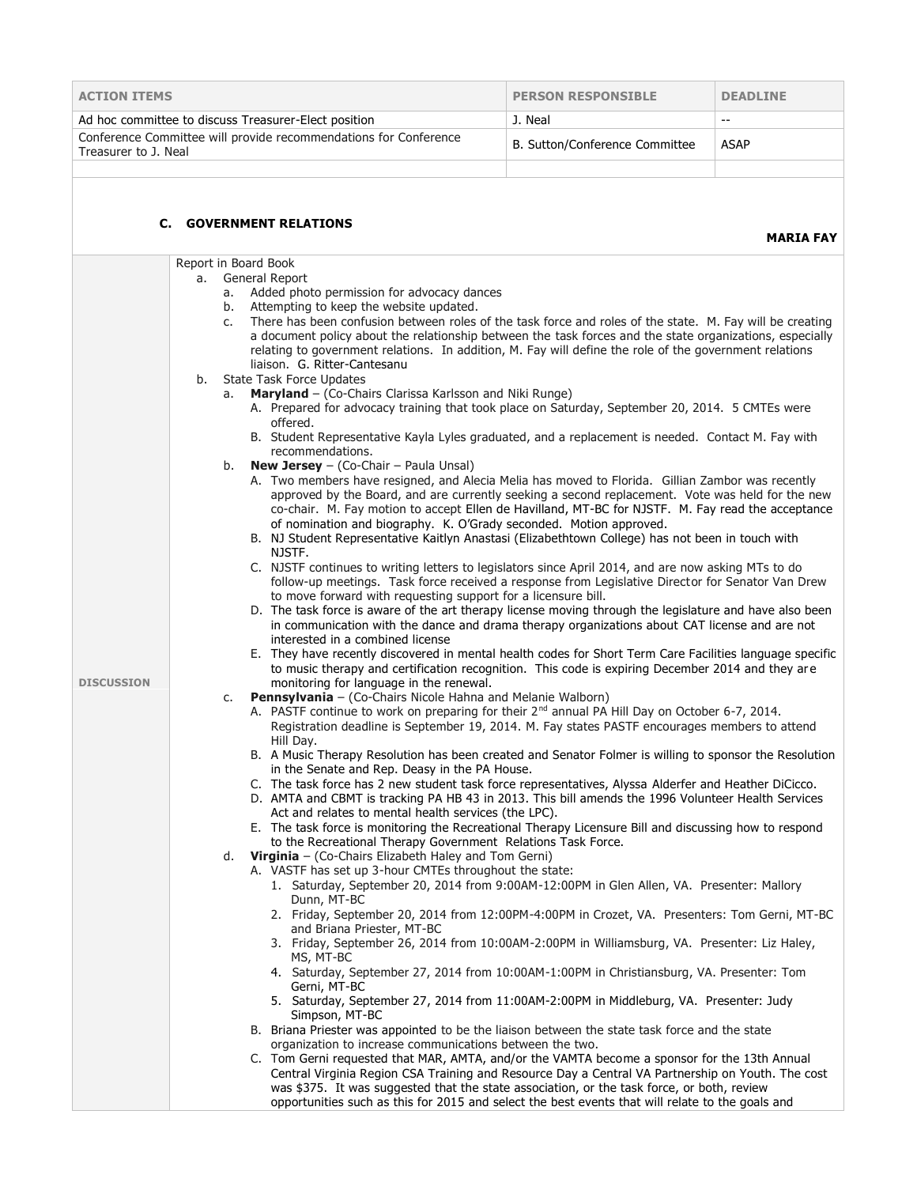| ACTION ITEMS | PERSON RESPONSIBLE | DEADLINE |
| --- | --- | --- |
| Ad hoc committee to discuss Treasurer-Elect position | J. Neal | -- |
| Conference Committee will provide recommendations for Conference Treasurer to J. Neal | B. Sutton/Conference Committee | ASAP |
| | | |

## C. GOVERNMENT RELATIONS

**MARIA FAY**

**DISCUSSION**

Report in Board Book

a. General Report
   a. Added photo permission for advocacy dances
   b. Attempting to keep the website updated.
   c. There has been confusion between roles of the task force and roles of the state. M. Fay will be creating a document policy about the relationship between the task forces and the state organizations, especially relating to government relations. In addition, M. Fay will define the role of the government relations liaison. G. Ritter-Cantesanu

b. State Task Force Updates
   a. **Maryland** – (Co-Chairs Clarissa Karlsson and Niki Runge)
      A. Prepared for advocacy training that took place on Saturday, September 20, 2014. 5 CMTEs were offered.
      B. Student Representative Kayla Lyles graduated, and a replacement is needed. Contact M. Fay with recommendations.
   b. **New Jersey** – (Co-Chair – Paula Unsal)
      A. Two members have resigned, and Alecia Melia has moved to Florida. Gillian Zambor was recently approved by the Board, and are currently seeking a second replacement. Vote was held for the new co-chair. M. Fay motion to accept Ellen de Havilland, MT-BC for NJSTF. M. Fay read the acceptance of nomination and biography. K. O'Grady seconded. Motion approved.
      B. NJ Student Representative Kaitlyn Anastasi (Elizabethtown College) has not been in touch with NJSTF.
      C. NJSTF continues to writing letters to legislators since April 2014, and are now asking MTs to do follow-up meetings. Task force received a response from Legislative Director for Senator Van Drew to move forward with requesting support for a licensure bill.
      D. The task force is aware of the art therapy license moving through the legislature and have also been in communication with the dance and drama therapy organizations about CAT license and are not interested in a combined license
      E. They have recently discovered in mental health codes for Short Term Care Facilities language specific to music therapy and certification recognition. This code is expiring December 2014 and they are monitoring for language in the renewal.
   c. **Pennsylvania** – (Co-Chairs Nicole Hahna and Melanie Walborn)
      A. PASTF continue to work on preparing for their 2nd annual PA Hill Day on October 6-7, 2014. Registration deadline is September 19, 2014. M. Fay states PASTF encourages members to attend Hill Day.
      B. A Music Therapy Resolution has been created and Senator Folmer is willing to sponsor the Resolution in the Senate and Rep. Deasy in the PA House.
      C. The task force has 2 new student task force representatives, Alyssa Alderfer and Heather DiCicco.
      D. AMTA and CBMT is tracking PA HB 43 in 2013. This bill amends the 1996 Volunteer Health Services Act and relates to mental health services (the LPC).
      E. The task force is monitoring the Recreational Therapy Licensure Bill and discussing how to respond to the Recreational Therapy Government Relations Task Force.
   d. **Virginia** – (Co-Chairs Elizabeth Haley and Tom Gerni)
      A. VASTF has set up 3-hour CMTEs throughout the state:
         1. Saturday, September 20, 2014 from 9:00AM-12:00PM in Glen Allen, VA. Presenter: Mallory Dunn, MT-BC
         2. Friday, September 20, 2014 from 12:00PM-4:00PM in Crozet, VA. Presenters: Tom Gerni, MT-BC and Briana Priester, MT-BC
         3. Friday, September 26, 2014 from 10:00AM-2:00PM in Williamsburg, VA. Presenter: Liz Haley, MS, MT-BC
         4. Saturday, September 27, 2014 from 10:00AM-1:00PM in Christiansburg, VA. Presenter: Tom Gerni, MT-BC
         5. Saturday, September 27, 2014 from 11:00AM-2:00PM in Middleburg, VA. Presenter: Judy Simpson, MT-BC
      B. Briana Priester was appointed to be the liaison between the state task force and the state organization to increase communications between the two.
      C. Tom Gerni requested that MAR, AMTA, and/or the VAMTA become a sponsor for the 13th Annual Central Virginia Region CSA Training and Resource Day a Central VA Partnership on Youth. The cost was $375. It was suggested that the state association, or the task force, or both, review opportunities such as this for 2015 and select the best events that will relate to the goals and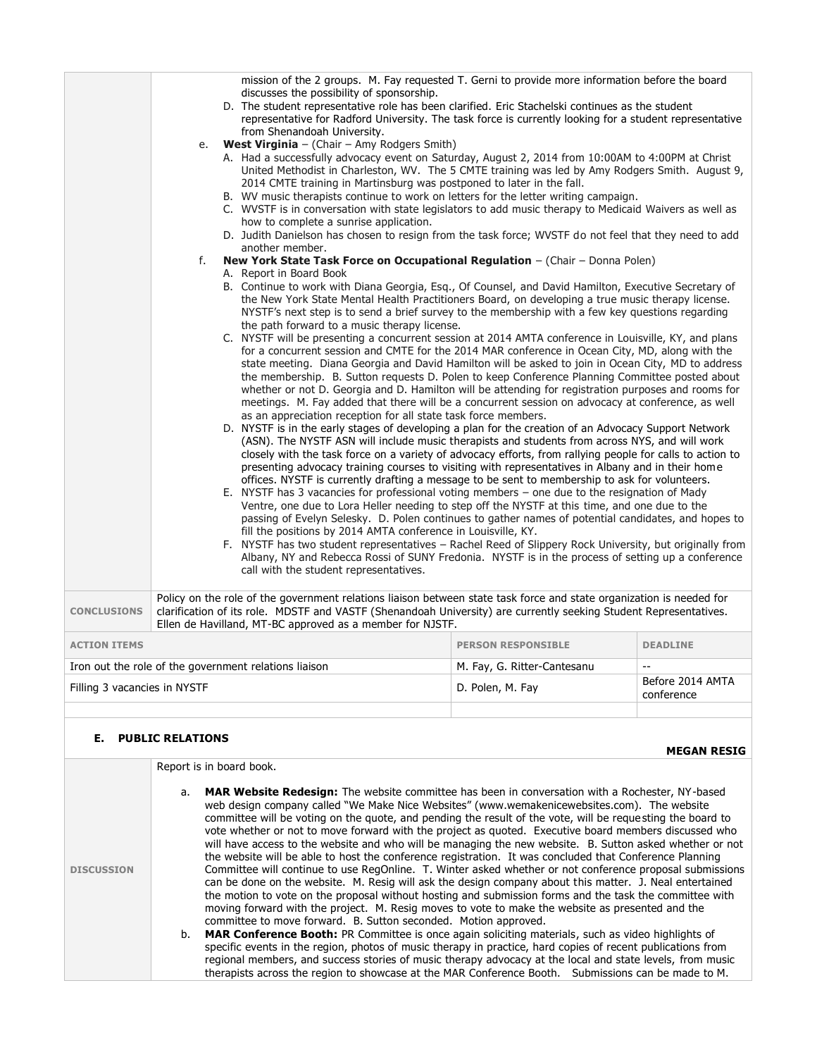| | |
|---|---|
| | mission of the 2 groups. M. Fay requested T. Gerni to provide more information before the board discusses the possibility of sponsorship.<br>D. The student representative role has been clarified. Eric Stachelski continues as the student representative for Radford University. The task force is currently looking for a student representative from Shenandoah University.<br>e. **West Virginia** – (Chair – Amy Rodgers Smith)<br>A. Had a successfully advocacy event on Saturday, August 2, 2014 from 10:00AM to 4:00PM at Christ United Methodist in Charleston, WV. The 5 CMTE training was led by Amy Rodgers Smith. August 9, 2014 CMTE training in Martinsburg was postponed to later in the fall.<br>B. WV music therapists continue to work on letters for the letter writing campaign.<br>C. WVSTF is in conversation with state legislators to add music therapy to Medicaid Waivers as well as how to complete a sunrise application.<br>D. Judith Danielson has chosen to resign from the task force; WVSTF do not feel that they need to add another member.<br>f. **New York State Task Force on Occupational Regulation** – (Chair – Donna Polen)<br>A. Report in Board Book<br>B. Continue to work with Diana Georgia, Esq., Of Counsel, and David Hamilton, Executive Secretary of the New York State Mental Health Practitioners Board, on developing a true music therapy license. NYSTF's next step is to send a brief survey to the membership with a few key questions regarding the path forward to a music therapy license.<br>C. NYSTF will be presenting a concurrent session at 2014 AMTA conference in Louisville, KY, and plans for a concurrent session and CMTE for the 2014 MAR conference in Ocean City, MD, along with the state meeting. Diana Georgia and David Hamilton will be asked to join in Ocean City, MD to address the membership. B. Sutton requests D. Polen to keep Conference Planning Committee posted about whether or not D. Georgia and D. Hamilton will be attending for registration purposes and rooms for meetings. M. Fay added that there will be a concurrent session on advocacy at conference, as well as an appreciation reception for all state task force members.<br>D. NYSTF is in the early stages of developing a plan for the creation of an Advocacy Support Network (ASN). The NYSTF ASN will include music therapists and students from across NYS, and will work closely with the task force on a variety of advocacy efforts, from rallying people for calls to action to presenting advocacy training courses to visiting with representatives in Albany and in their home offices. NYSTF is currently drafting a message to be sent to membership to ask for volunteers.<br>E. NYSTF has 3 vacancies for professional voting members – one due to the resignation of Mady Ventre, one due to Lora Heller needing to step off the NYSTF at this time, and one due to the passing of Evelyn Selesky. D. Polen continues to gather names of potential candidates, and hopes to fill the positions by 2014 AMTA conference in Louisville, KY.<br>F. NYSTF has two student representatives – Rachel Reed of Slippery Rock University, but originally from Albany, NY and Rebecca Rossi of SUNY Fredonia. NYSTF is in the process of setting up a conference call with the student representatives. |
| **CONCLUSIONS** | Policy on the role of the government relations liaison between state task force and state organization is needed for clarification of its role. MDSTF and VASTF (Shenandoah University) are currently seeking Student Representatives. Ellen de Havilland, MT-BC approved as a member for NJSTF. |

| ACTION ITEMS | PERSON RESPONSIBLE | DEADLINE |
|---|---|---|
| Iron out the role of the government relations liaison | M. Fay, G. Ritter-Cantesanu | -- |
| Filling 3 vacancies in NYSTF | D. Polen, M. Fay | Before 2014 AMTA conference |
| | | |

### E. PUBLIC RELATIONS

**MEGAN RESIG**

| | |
|---|---|
| **DISCUSSION** | Report is in board book.<br>a. **MAR Website Redesign:** The website committee has been in conversation with a Rochester, NY-based web design company called "We Make Nice Websites" (www.wemakenicewebsites.com). The website committee will be voting on the quote, and pending the result of the vote, will be requesting the board to vote whether or not to move forward with the project as quoted. Executive board members discussed who will have access to the website and who will be managing the new website. B. Sutton asked whether or not the website will be able to host the conference registration. It was concluded that Conference Planning Committee will continue to use RegOnline. T. Winter asked whether or not conference proposal submissions can be done on the website. M. Resig will ask the design company about this matter. J. Neal entertained the motion to vote on the proposal without hosting and submission forms and the task the committee with moving forward with the project. M. Resig moves to vote to make the website as presented and the committee to move forward. B. Sutton seconded. Motion approved.<br>b. **MAR Conference Booth:** PR Committee is once again soliciting materials, such as video highlights of specific events in the region, photos of music therapy in practice, hard copies of recent publications from regional members, and success stories of music therapy advocacy at the local and state levels, from music therapists across the region to showcase at the MAR Conference Booth. Submissions can be made to M. |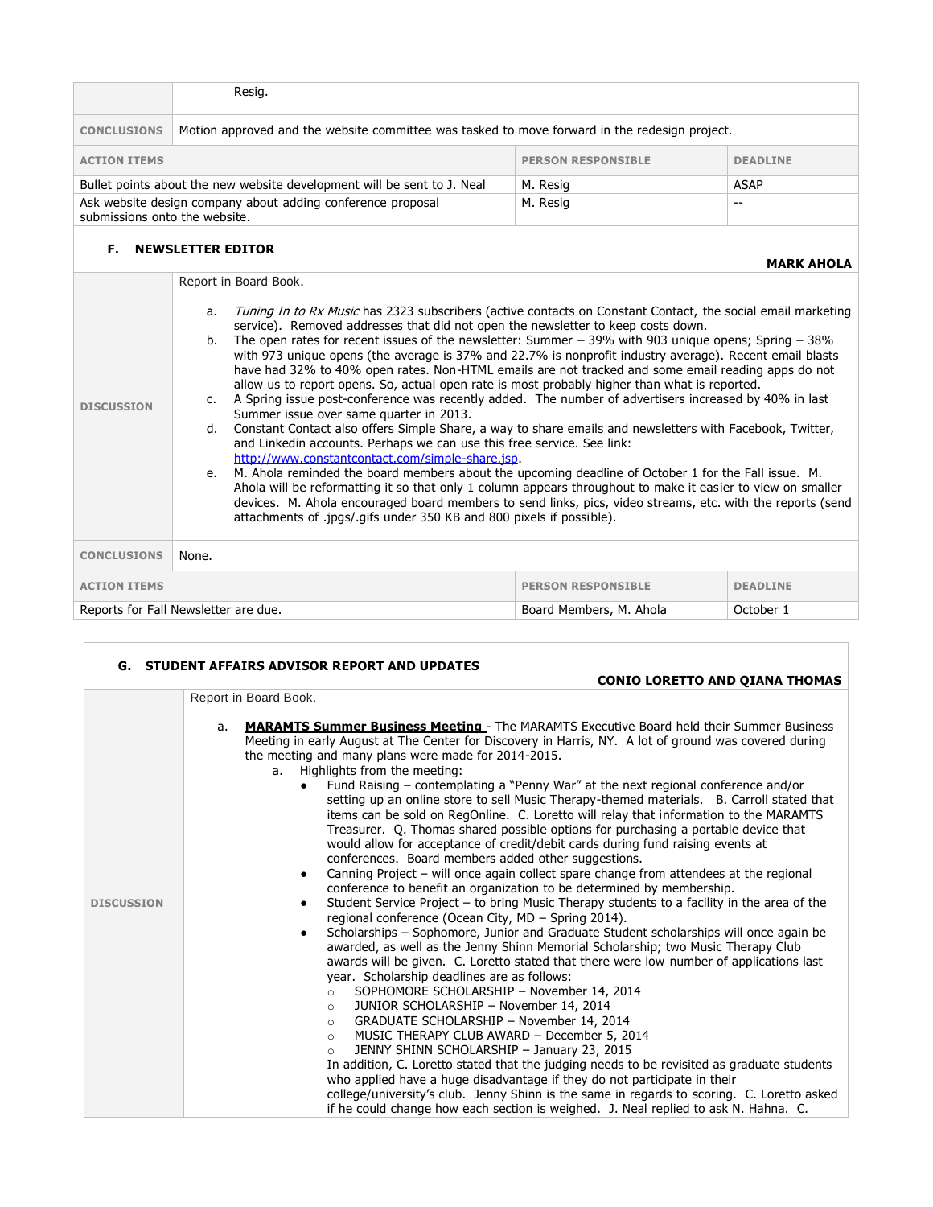| | Resig. |
|---|---|
| **CONCLUSIONS** | Motion approved and the website committee was tasked to move forward in the redesign project. |

| ACTION ITEMS | PERSON RESPONSIBLE | DEADLINE |
|---|---|---|
| Bullet points about the new website development will be sent to J. Neal | M. Resig | ASAP |
| Ask website design company about adding conference proposal submissions onto the website. | M. Resig | -- |

### F. NEWSLETTER EDITOR

**MARK AHOLA**

**DISCUSSION**

Report in Board Book.

a. *Tuning In to Rx Music* has 2323 subscribers (active contacts on Constant Contact, the social email marketing service). Removed addresses that did not open the newsletter to keep costs down.

b. The open rates for recent issues of the newsletter: Summer – 39% with 903 unique opens; Spring – 38% with 973 unique opens (the average is 37% and 22.7% is nonprofit industry average). Recent email blasts have had 32% to 40% open rates. Non-HTML emails are not tracked and some email reading apps do not allow us to report opens. So, actual open rate is most probably higher than what is reported.

c. A Spring issue post-conference was recently added. The number of advertisers increased by 40% in last Summer issue over same quarter in 2013.

d. Constant Contact also offers Simple Share, a way to share emails and newsletters with Facebook, Twitter, and Linkedin accounts. Perhaps we can use this free service. See link: http://www.constantcontact.com/simple-share.jsp.

e. M. Ahola reminded the board members about the upcoming deadline of October 1 for the Fall issue. M. Ahola will be reformatting it so that only 1 column appears throughout to make it easier to view on smaller devices. M. Ahola encouraged board members to send links, pics, video streams, etc. with the reports (send attachments of .jpgs/.gifs under 350 KB and 800 pixels if possible).

**CONCLUSIONS**: None.

| ACTION ITEMS | PERSON RESPONSIBLE | DEADLINE |
|---|---|---|
| Reports for Fall Newsletter are due. | Board Members, M. Ahola | October 1 |

### G. STUDENT AFFAIRS ADVISOR REPORT AND UPDATES

**CONIO LORETTO AND QIANA THOMAS**

**DISCUSSION**

Report in Board Book.

a. **MARAMTS Summer Business Meeting** - The MARAMTS Executive Board held their Summer Business Meeting in early August at The Center for Discovery in Harris, NY. A lot of ground was covered during the meeting and many plans were made for 2014-2015.

   a. Highlights from the meeting:

   - Fund Raising – contemplating a "Penny War" at the next regional conference and/or setting up an online store to sell Music Therapy-themed materials. B. Carroll stated that items can be sold on RegOnline. C. Loretto will relay that information to the MARAMTS Treasurer. Q. Thomas shared possible options for purchasing a portable device that would allow for acceptance of credit/debit cards during fund raising events at conferences. Board members added other suggestions.
   - Canning Project – will once again collect spare change from attendees at the regional conference to benefit an organization to be determined by membership.
   - Student Service Project – to bring Music Therapy students to a facility in the area of the regional conference (Ocean City, MD – Spring 2014).
   - Scholarships – Sophomore, Junior and Graduate Student scholarships will once again be awarded, as well as the Jenny Shinn Memorial Scholarship; two Music Therapy Club awards will be given. C. Loretto stated that there were low number of applications last year. Scholarship deadlines are as follows:
     - SOPHOMORE SCHOLARSHIP – November 14, 2014
     - JUNIOR SCHOLARSHIP – November 14, 2014
     - GRADUATE SCHOLARSHIP – November 14, 2014
     - MUSIC THERAPY CLUB AWARD – December 5, 2014
     - JENNY SHINN SCHOLARSHIP – January 23, 2015

     In addition, C. Loretto stated that the judging needs to be revisited as graduate students who applied have a huge disadvantage if they do not participate in their college/university's club. Jenny Shinn is the same in regards to scoring. C. Loretto asked if he could change how each section is weighed. J. Neal replied to ask N. Hahna. C.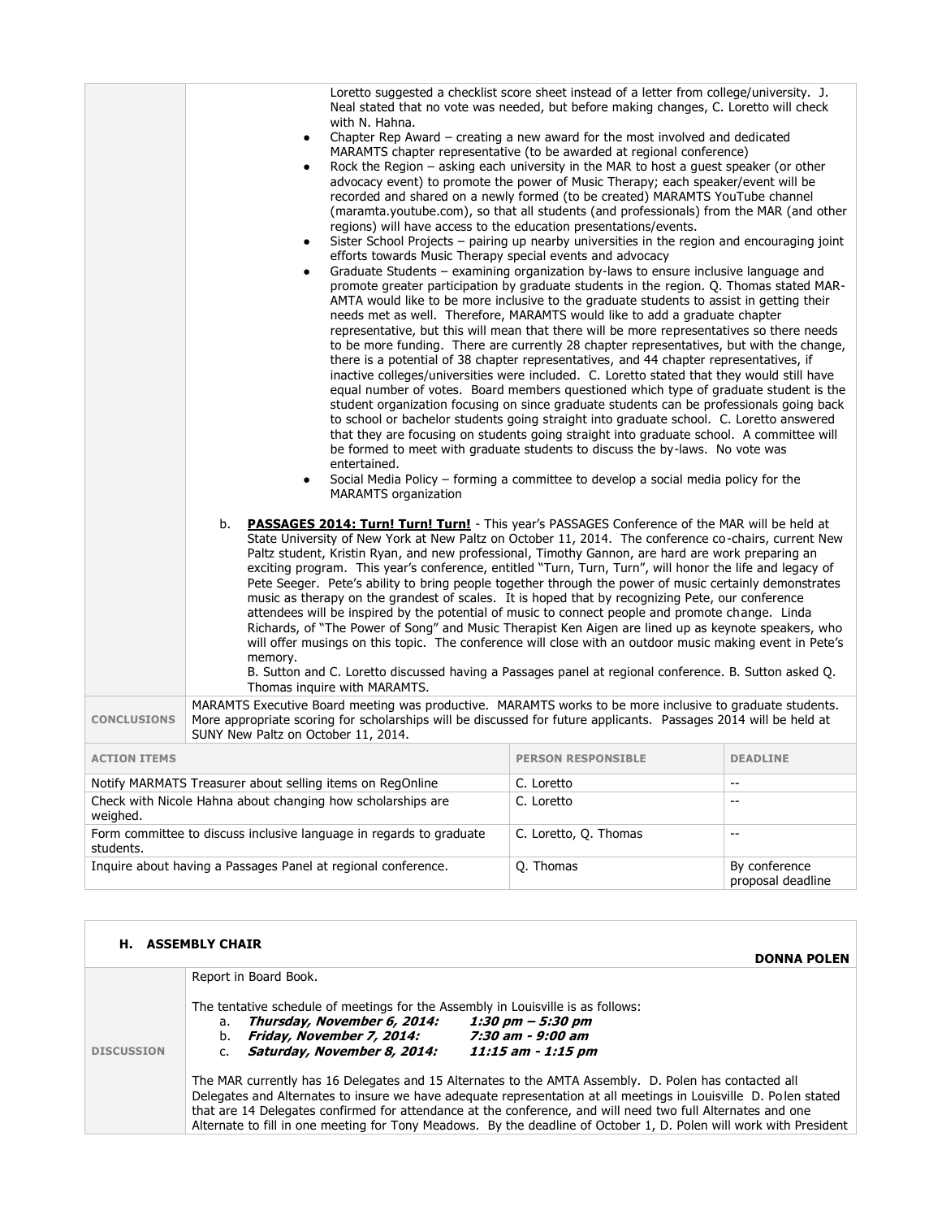| | |
|---|---|
| | Loretto suggested a checklist score sheet instead of a letter from college/university. J. Neal stated that no vote was needed, but before making changes, C. Loretto will check with N. Hahna.<br>• Chapter Rep Award – creating a new award for the most involved and dedicated MARAMTS chapter representative (to be awarded at regional conference)<br>• Rock the Region – asking each university in the MAR to host a guest speaker (or other advocacy event) to promote the power of Music Therapy; each speaker/event will be recorded and shared on a newly formed (to be created) MARAMTS YouTube channel (maramta.youtube.com), so that all students (and professionals) from the MAR (and other regions) will have access to the education presentations/events.<br>• Sister School Projects – pairing up nearby universities in the region and encouraging joint efforts towards Music Therapy special events and advocacy<br>• Graduate Students – examining organization by-laws to ensure inclusive language and promote greater participation by graduate students in the region. Q. Thomas stated MAR-AMTA would like to be more inclusive to the graduate students to assist in getting their needs met as well. Therefore, MARAMTS would like to add a graduate chapter representative, but this will mean that there will be more representatives so there needs to be more funding. There are currently 28 chapter representatives, but with the change, there is a potential of 38 chapter representatives, and 44 chapter representatives, if inactive colleges/universities were included. C. Loretto stated that they would still have equal number of votes. Board members questioned which type of graduate student is the student organization focusing on since graduate students can be professionals going back to school or bachelor students going straight into graduate school. C. Loretto answered that they are focusing on students going straight into graduate school. A committee will be formed to meet with graduate students to discuss the by-laws. No vote was entertained.<br>• Social Media Policy – forming a committee to develop a social media policy for the MARAMTS organization<br><br>b. **PASSAGES 2014: Turn! Turn! Turn!** - This year's PASSAGES Conference of the MAR will be held at State University of New York at New Paltz on October 11, 2014. The conference co-chairs, current New Paltz student, Kristin Ryan, and new professional, Timothy Gannon, are hard are work preparing an exciting program. This year's conference, entitled "Turn, Turn, Turn", will honor the life and legacy of Pete Seeger. Pete's ability to bring people together through the power of music certainly demonstrates music as therapy on the grandest of scales. It is hoped that by recognizing Pete, our conference attendees will be inspired by the potential of music to connect people and promote change. Linda Richards, of "The Power of Song" and Music Therapist Ken Aigen are lined up as keynote speakers, who will offer musings on this topic. The conference will close with an outdoor music making event in Pete's memory.<br>B. Sutton and C. Loretto discussed having a Passages panel at regional conference. B. Sutton asked Q. Thomas inquire with MARAMTS. |
| **CONCLUSIONS** | MARAMTS Executive Board meeting was productive. MARAMTS works to be more inclusive to graduate students. More appropriate scoring for scholarships will be discussed for future applicants. Passages 2014 will be held at SUNY New Paltz on October 11, 2014. |

| ACTION ITEMS | PERSON RESPONSIBLE | DEADLINE |
|---|---|---|
| Notify MARMATS Treasurer about selling items on RegOnline | C. Loretto | -- |
| Check with Nicole Hahna about changing how scholarships are weighed. | C. Loretto | -- |
| Form committee to discuss inclusive language in regards to graduate students. | C. Loretto, Q. Thomas | -- |
| Inquire about having a Passages Panel at regional conference. | Q. Thomas | By conference proposal deadline |

## H. ASSEMBLY CHAIR

**DONNA POLEN**

| | |
|---|---|
| **DISCUSSION** | Report in Board Book.<br><br>The tentative schedule of meetings for the Assembly in Louisville is as follows:<br>a. ***Thursday, November 6, 2014:*** *1:30 pm – 5:30 pm*<br>b. ***Friday, November 7, 2014:*** *7:30 am - 9:00 am*<br>c. ***Saturday, November 8, 2014:*** *11:15 am - 1:15 pm*<br><br>The MAR currently has 16 Delegates and 15 Alternates to the AMTA Assembly. D. Polen has contacted all Delegates and Alternates to insure we have adequate representation at all meetings in Louisville D. Polen stated that are 14 Delegates confirmed for attendance at the conference, and will need two full Alternates and one Alternate to fill in one meeting for Tony Meadows. By the deadline of October 1, D. Polen will work with President |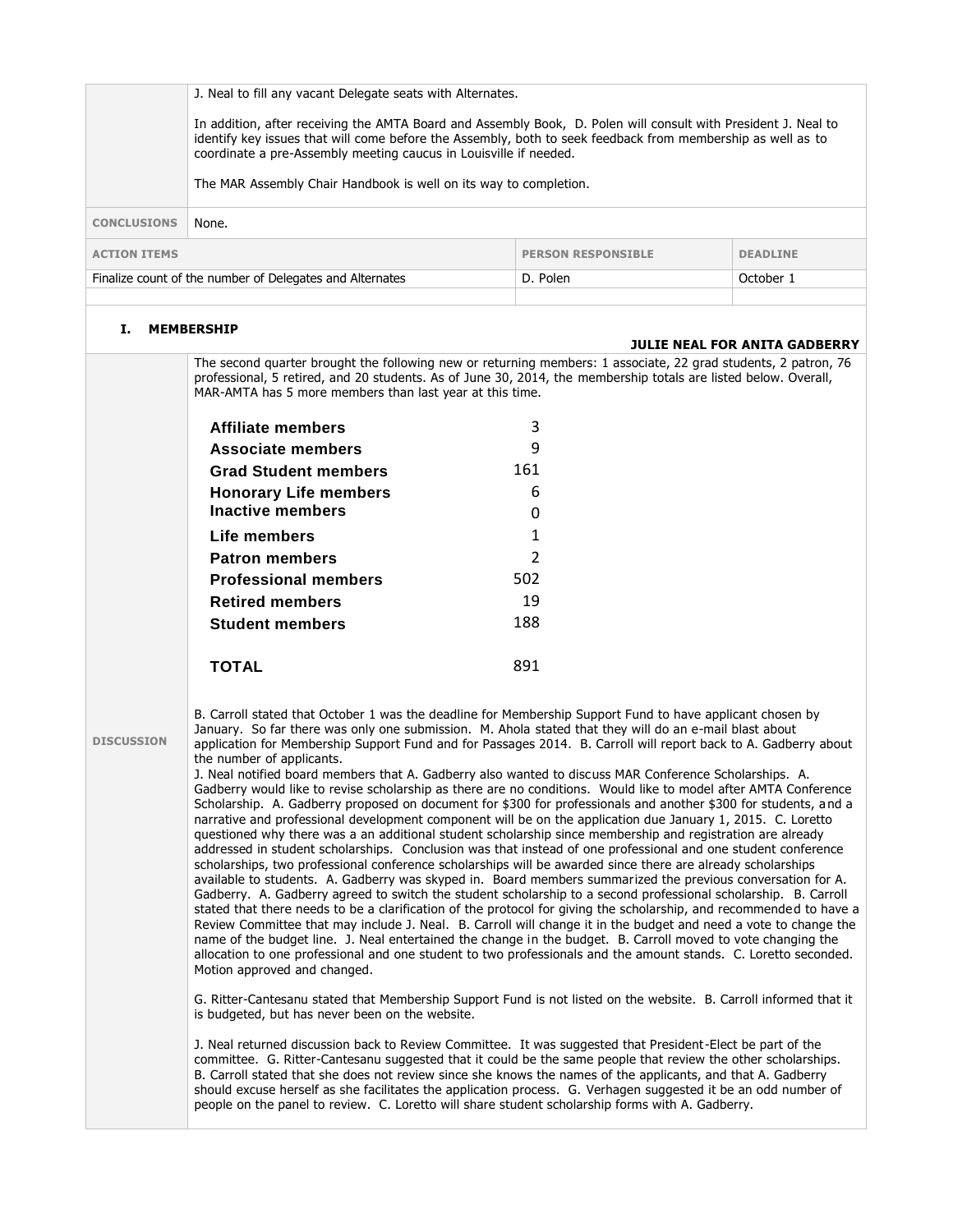J. Neal to fill any vacant Delegate seats with Alternates.

In addition, after receiving the AMTA Board and Assembly Book, D. Polen will consult with President J. Neal to identify key issues that will come before the Assembly, both to seek feedback from membership as well as to coordinate a pre-Assembly meeting caucus in Louisville if needed.

The MAR Assembly Chair Handbook is well on its way to completion.

**CONCLUSIONS** None.

| ACTION ITEMS | PERSON RESPONSIBLE | DEADLINE |
|---|---|---|
| Finalize count of the number of Delegates and Alternates | D. Polen | October 1 |
| | | |

## I. MEMBERSHIP

**JULIE NEAL FOR ANITA GADBERRY**

The second quarter brought the following new or returning members: 1 associate, 22 grad students, 2 patron, 76 professional, 5 retired, and 20 students. As of June 30, 2014, the membership totals are listed below. Overall, MAR-AMTA has 5 more members than last year at this time.

| | |
|---|---|
| **Affiliate members** | 3 |
| **Associate members** | 9 |
| **Grad Student members** | 161 |
| **Honorary Life members** | 6 |
| **Inactive members** | 0 |
| **Life members** | 1 |
| **Patron members** | 2 |
| **Professional members** | 502 |
| **Retired members** | 19 |
| **Student members** | 188 |
| **TOTAL** | 891 |

**DISCUSSION**

B. Carroll stated that October 1 was the deadline for Membership Support Fund to have applicant chosen by January. So far there was only one submission. M. Ahola stated that they will do an e-mail blast about application for Membership Support Fund and for Passages 2014. B. Carroll will report back to A. Gadberry about the number of applicants.

J. Neal notified board members that A. Gadberry also wanted to discuss MAR Conference Scholarships. A. Gadberry would like to revise scholarship as there are no conditions. Would like to model after AMTA Conference Scholarship. A. Gadberry proposed on document for $300 for professionals and another $300 for students, and a narrative and professional development component will be on the application due January 1, 2015. C. Loretto questioned why there was a an additional student scholarship since membership and registration are already addressed in student scholarships. Conclusion was that instead of one professional and one student conference scholarships, two professional conference scholarships will be awarded since there are already scholarships available to students. A. Gadberry was skyped in. Board members summarized the previous conversation for A. Gadberry. A. Gadberry agreed to switch the student scholarship to a second professional scholarship. B. Carroll stated that there needs to be a clarification of the protocol for giving the scholarship, and recommended to have a Review Committee that may include J. Neal. B. Carroll will change it in the budget and need a vote to change the name of the budget line. J. Neal entertained the change in the budget. B. Carroll moved to vote changing the allocation to one professional and one student to two professionals and the amount stands. C. Loretto seconded. Motion approved and changed.

G. Ritter-Cantesanu stated that Membership Support Fund is not listed on the website. B. Carroll informed that it is budgeted, but has never been on the website.

J. Neal returned discussion back to Review Committee. It was suggested that President-Elect be part of the committee. G. Ritter-Cantesanu suggested that it could be the same people that review the other scholarships. B. Carroll stated that she does not review since she knows the names of the applicants, and that A. Gadberry should excuse herself as she facilitates the application process. G. Verhagen suggested it be an odd number of people on the panel to review. C. Loretto will share student scholarship forms with A. Gadberry.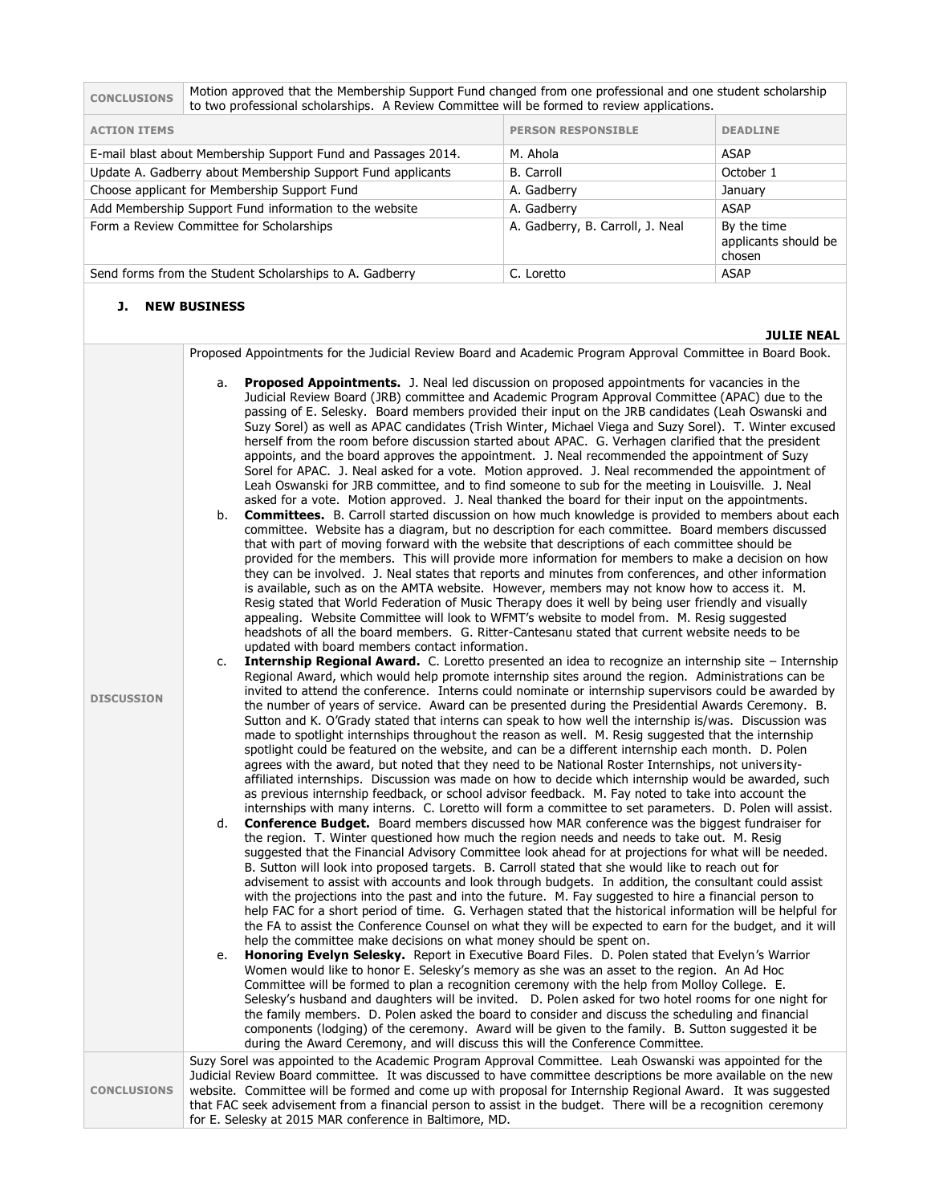| CONCLUSIONS | Motion approved that the Membership Support Fund changed from one professional and one student scholarship to two professional scholarships. A Review Committee will be formed to review applications. | |
|---|---|---|
| **ACTION ITEMS** | **PERSON RESPONSIBLE** | **DEADLINE** |
| E-mail blast about Membership Support Fund and Passages 2014. | M. Ahola | ASAP |
| Update A. Gadberry about Membership Support Fund applicants | B. Carroll | October 1 |
| Choose applicant for Membership Support Fund | A. Gadberry | January |
| Add Membership Support Fund information to the website | A. Gadberry | ASAP |
| Form a Review Committee for Scholarships | A. Gadberry, B. Carroll, J. Neal | By the time applicants should be chosen |
| Send forms from the Student Scholarships to A. Gadberry | C. Loretto | ASAP |

### J. NEW BUSINESS

**JULIE NEAL**

| | |
|---|---|
| **DISCUSSION** | Proposed Appointments for the Judicial Review Board and Academic Program Approval Committee in Board Book.<br><br>a. **Proposed Appointments.** J. Neal led discussion on proposed appointments for vacancies in the Judicial Review Board (JRB) committee and Academic Program Approval Committee (APAC) due to the passing of E. Selesky. Board members provided their input on the JRB candidates (Leah Oswanski and Suzy Sorel) as well as APAC candidates (Trish Winter, Michael Viega and Suzy Sorel). T. Winter excused herself from the room before discussion started about APAC. G. Verhagen clarified that the president appoints, and the board approves the appointment. J. Neal recommended the appointment of Suzy Sorel for APAC. J. Neal asked for a vote. Motion approved. J. Neal recommended the appointment of Leah Oswanski for JRB committee, and to find someone to sub for the meeting in Louisville. J. Neal asked for a vote. Motion approved. J. Neal thanked the board for their input on the appointments.<br>b. **Committees.** B. Carroll started discussion on how much knowledge is provided to members about each committee. Website has a diagram, but no description for each committee. Board members discussed that with part of moving forward with the website that descriptions of each committee should be provided for the members. This will provide more information for members to make a decision on how they can be involved. J. Neal states that reports and minutes from conferences, and other information is available, such as on the AMTA website. However, members may not know how to access it. M. Resig stated that World Federation of Music Therapy does it well by being user friendly and visually appealing. Website Committee will look to WFMT's website to model from. M. Resig suggested headshots of all the board members. G. Ritter-Cantesanu stated that current website needs to be updated with board members contact information.<br>c. **Internship Regional Award.** C. Loretto presented an idea to recognize an internship site – Internship Regional Award, which would help promote internship sites around the region. Administrations can be invited to attend the conference. Interns could nominate or internship supervisors could be awarded by the number of years of service. Award can be presented during the Presidential Awards Ceremony. B. Sutton and K. O'Grady stated that interns can speak to how well the internship is/was. Discussion was made to spotlight internships throughout the reason as well. M. Resig suggested that the internship spotlight could be featured on the website, and can be a different internship each month. D. Polen agrees with the award, but noted that they need to be National Roster Internships, not university-affiliated internships. Discussion was made on how to decide which internship would be awarded, such as previous internship feedback, or school advisor feedback. M. Fay noted to take into account the internships with many interns. C. Loretto will form a committee to set parameters. D. Polen will assist.<br>d. **Conference Budget.** Board members discussed how MAR conference was the biggest fundraiser for the region. T. Winter questioned how much the region needs and needs to take out. M. Resig suggested that the Financial Advisory Committee look ahead for at projections for what will be needed. B. Sutton will look into proposed targets. B. Carroll stated that she would like to reach out for advisement to assist with accounts and look through budgets. In addition, the consultant could assist with the projections into the past and into the future. M. Fay suggested to hire a financial person to help FAC for a short period of time. G. Verhagen stated that the historical information will be helpful for the FA to assist the Conference Counsel on what they will be expected to earn for the budget, and it will help the committee make decisions on what money should be spent on.<br>e. **Honoring Evelyn Selesky.** Report in Executive Board Files. D. Polen stated that Evelyn's Warrior Women would like to honor E. Selesky's memory as she was an asset to the region. An Ad Hoc Committee will be formed to plan a recognition ceremony with the help from Molloy College. E. Selesky's husband and daughters will be invited. D. Polen asked for two hotel rooms for one night for the family members. D. Polen asked the board to consider and discuss the scheduling and financial components (lodging) of the ceremony. Award will be given to the family. B. Sutton suggested it be during the Award Ceremony, and will discuss this will the Conference Committee. |
| **CONCLUSIONS** | Suzy Sorel was appointed to the Academic Program Approval Committee. Leah Oswanski was appointed for the Judicial Review Board committee. It was discussed to have committee descriptions be more available on the new website. Committee will be formed and come up with proposal for Internship Regional Award. It was suggested that FAC seek advisement from a financial person to assist in the budget. There will be a recognition ceremony for E. Selesky at 2015 MAR conference in Baltimore, MD. |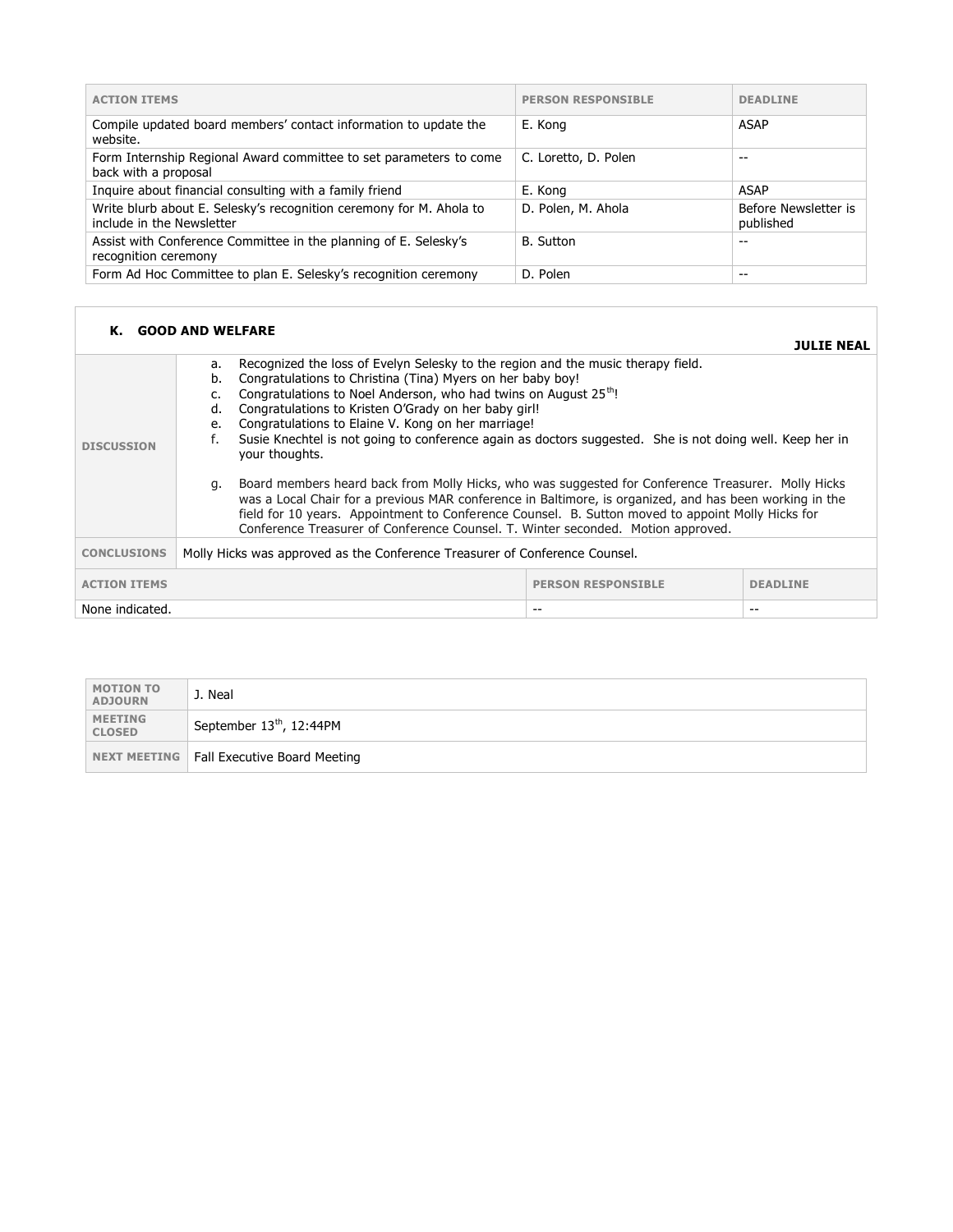| ACTION ITEMS | PERSON RESPONSIBLE | DEADLINE |
| --- | --- | --- |
| Compile updated board members' contact information to update the website. | E. Kong | ASAP |
| Form Internship Regional Award committee to set parameters to come back with a proposal | C. Loretto, D. Polen | -- |
| Inquire about financial consulting with a family friend | E. Kong | ASAP |
| Write blurb about E. Selesky's recognition ceremony for M. Ahola to include in the Newsletter | D. Polen, M. Ahola | Before Newsletter is published |
| Assist with Conference Committee in the planning of E. Selesky's recognition ceremony | B. Sutton | -- |
| Form Ad Hoc Committee to plan E. Selesky's recognition ceremony | D. Polen | -- |

## K. GOOD AND WELFARE

**JULIE NEAL**

**DISCUSSION**

a. Recognized the loss of Evelyn Selesky to the region and the music therapy field.
b. Congratulations to Christina (Tina) Myers on her baby boy!
c. Congratulations to Noel Anderson, who had twins on August 25th!
d. Congratulations to Kristen O'Grady on her baby girl!
e. Congratulations to Elaine V. Kong on her marriage!
f. Susie Knechtel is not going to conference again as doctors suggested. She is not doing well. Keep her in your thoughts.

g. Board members heard back from Molly Hicks, who was suggested for Conference Treasurer. Molly Hicks was a Local Chair for a previous MAR conference in Baltimore, is organized, and has been working in the field for 10 years. Appointment to Conference Counsel. B. Sutton moved to appoint Molly Hicks for Conference Treasurer of Conference Counsel. T. Winter seconded. Motion approved.

**CONCLUSIONS**

Molly Hicks was approved as the Conference Treasurer of Conference Counsel.

| ACTION ITEMS | PERSON RESPONSIBLE | DEADLINE |
| --- | --- | --- |
| None indicated. | -- | -- |

| | |
| --- | --- |
| MOTION TO ADJOURN | J. Neal |
| MEETING CLOSED | September 13th, 12:44PM |
| NEXT MEETING | Fall Executive Board Meeting |